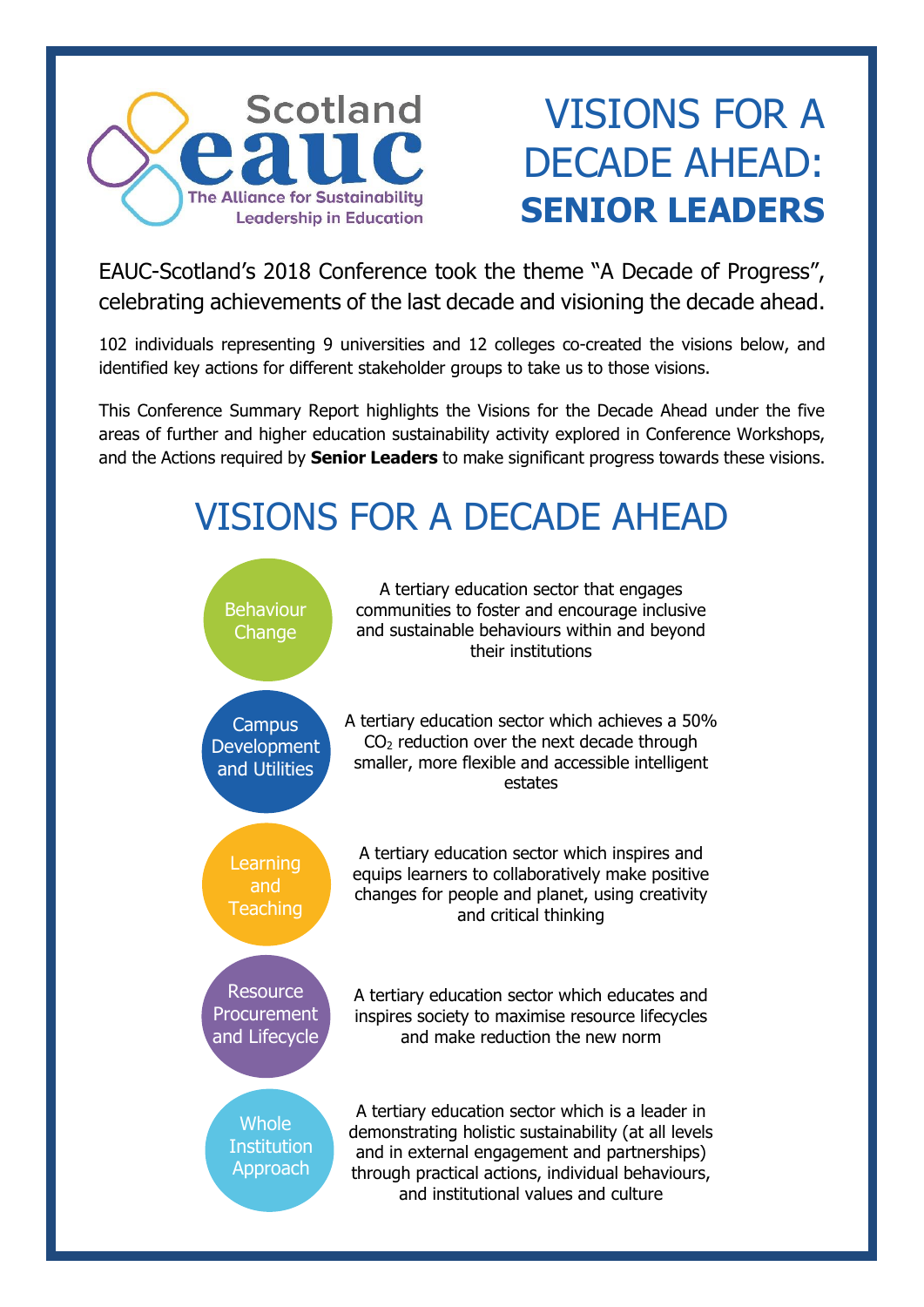Scotland eauc

The Alliance for Sustainability Leadership in Education

# VISIONS FOR A DECADE AHEAD: **SENIOR LEADERS**

EAUC-Scotland's 2018 Conference took the theme "A Decade of Progress", celebrating achievements of the last decade and visioning the decade ahead.

102 individuals representing 9 universities and 12 colleges co-created the visions below, and identified key actions for different stakeholder groups to take us to those visions.

This Conference Summary Report highlights the Visions for the Decade Ahead under the five areas of further and higher education sustainability activity explored in Conference Workshops, and the Actions required by **Senior Leaders** to make significant progress towards these visions.

## VISIONS FOR A DECADE AHEAD

**Behaviour Change**

A tertiary education sector that engages communities to foster and encourage inclusive and sustainable behaviours within and beyond their institutions

**Campus Development and Utilities**

A tertiary education sector which achieves a 50% $CO_2$ reduction over the next decade through smaller, more flexible and accessible intelligent estates

**Learning and Teaching**

A tertiary education sector which inspires and equips learners to collaboratively make positive changes for people and planet, using creativity and critical thinking

**Resource Procurement and Lifecycle**

A tertiary education sector which educates and inspires society to maximise resource lifecycles and make reduction the new norm

**Whole Institution Approach**

A tertiary education sector which is a leader in demonstrating holistic sustainability (at all levels and in external engagement and partnerships) through practical actions, individual behaviours, and institutional values and culture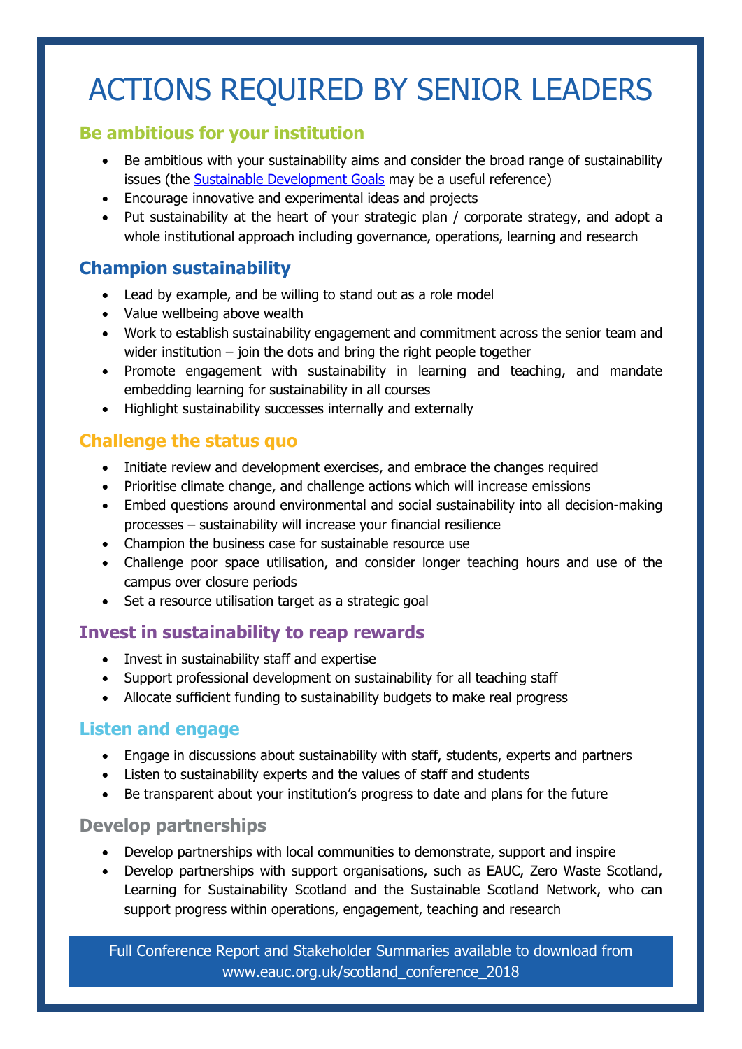# ACTIONS REQUIRED BY SENIOR LEADERS

## Be ambitious for your institution

- Be ambitious with your sustainability aims and consider the broad range of sustainability issues (the Sustainable Development Goals may be a useful reference)
- Encourage innovative and experimental ideas and projects
- Put sustainability at the heart of your strategic plan / corporate strategy, and adopt a whole institutional approach including governance, operations, learning and research

## Champion sustainability

- Lead by example, and be willing to stand out as a role model
- Value wellbeing above wealth
- Work to establish sustainability engagement and commitment across the senior team and wider institution – join the dots and bring the right people together
- Promote engagement with sustainability in learning and teaching, and mandate embedding learning for sustainability in all courses
- Highlight sustainability successes internally and externally

## Challenge the status quo

- Initiate review and development exercises, and embrace the changes required
- Prioritise climate change, and challenge actions which will increase emissions
- Embed questions around environmental and social sustainability into all decision-making processes – sustainability will increase your financial resilience
- Champion the business case for sustainable resource use
- Challenge poor space utilisation, and consider longer teaching hours and use of the campus over closure periods
- Set a resource utilisation target as a strategic goal

## Invest in sustainability to reap rewards

- Invest in sustainability staff and expertise
- Support professional development on sustainability for all teaching staff
- Allocate sufficient funding to sustainability budgets to make real progress

## Listen and engage

- Engage in discussions about sustainability with staff, students, experts and partners
- Listen to sustainability experts and the values of staff and students
- Be transparent about your institution's progress to date and plans for the future

## Develop partnerships

- Develop partnerships with local communities to demonstrate, support and inspire
- Develop partnerships with support organisations, such as EAUC, Zero Waste Scotland, Learning for Sustainability Scotland and the Sustainable Scotland Network, who can support progress within operations, engagement, teaching and research

Full Conference Report and Stakeholder Summaries available to download from www.eauc.org.uk/scotland_conference_2018